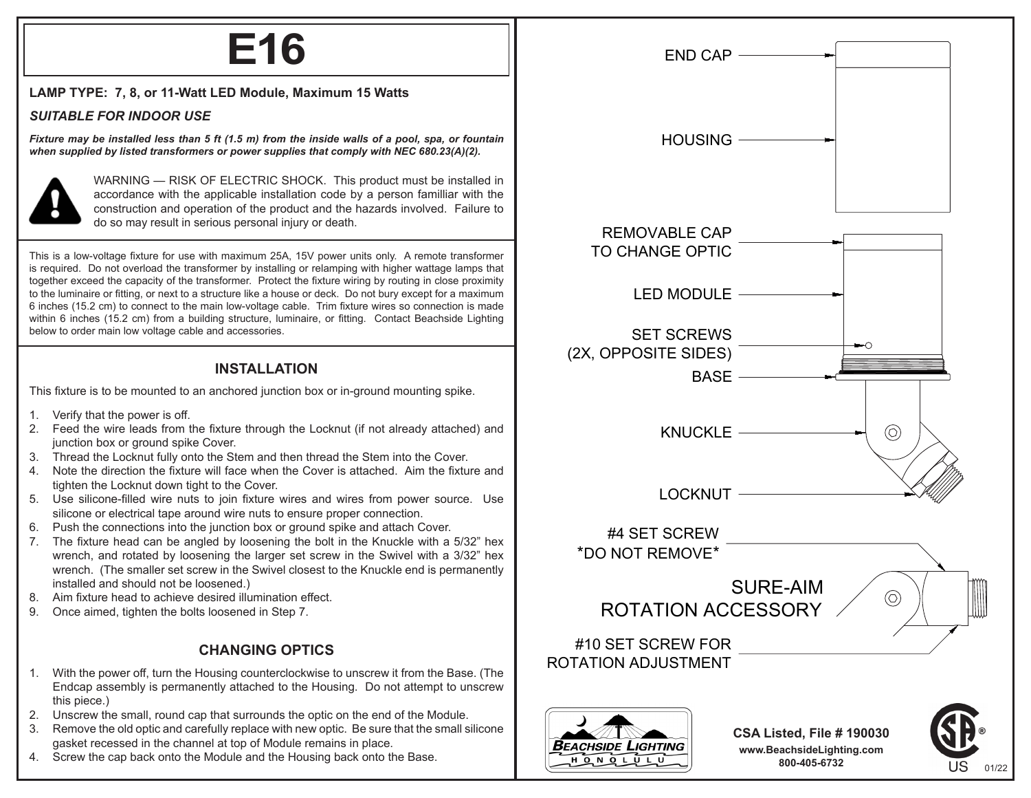# E16

**LAMP TYPE: 7, 8, or 11-Watt LED Module, Maximum 15 Watts**

***SUITABLE FOR INDOOR USE***

***Fixture may be installed less than 5 ft (1.5 m) from the inside walls of a pool, spa, or fountain when supplied by listed transformers or power supplies that comply with NEC 680.23(A)(2).***

WARNING — RISK OF ELECTRIC SHOCK. This product must be installed in accordance with the applicable installation code by a person familliar with the construction and operation of the product and the hazards involved. Failure to do so may result in serious personal injury or death.

This is a low-voltage fixture for use with maximum 25A, 15V power units only. A remote transformer is required. Do not overload the transformer by installing or relamping with higher wattage lamps that together exceed the capacity of the transformer. Protect the fixture wiring by routing in close proximity to the luminaire or fitting, or next to a structure like a house or deck. Do not bury except for a maximum 6 inches (15.2 cm) to connect to the main low-voltage cable. Trim fixture wires so connection is made within 6 inches (15.2 cm) from a building structure, luminaire, or fitting. Contact Beachside Lighting below to order main low voltage cable and accessories.

## INSTALLATION

This fixture is to be mounted to an anchored junction box or in-ground mounting spike.

1. Verify that the power is off.
2. Feed the wire leads from the fixture through the Locknut (if not already attached) and junction box or ground spike Cover.
3. Thread the Locknut fully onto the Stem and then thread the Stem into the Cover.
4. Note the direction the fixture will face when the Cover is attached. Aim the fixture and tighten the Locknut down tight to the Cover.
5. Use silicone-filled wire nuts to join fixture wires and wires from power source. Use silicone or electrical tape around wire nuts to ensure proper connection.
6. Push the connections into the junction box or ground spike and attach Cover.
7. The fixture head can be angled by loosening the bolt in the Knuckle with a 5/32” hex wrench, and rotated by loosening the larger set screw in the Swivel with a 3/32” hex wrench. (The smaller set screw in the Swivel closest to the Knuckle end is permanently installed and should not be loosened.)
8. Aim fixture head to achieve desired illumination effect.
9. Once aimed, tighten the bolts loosened in Step 7.

## CHANGING OPTICS

1. With the power off, turn the Housing counterclockwise to unscrew it from the Base. (The Endcap assembly is permanently attached to the Housing. Do not attempt to unscrew this piece.)
2. Unscrew the small, round cap that surrounds the optic on the end of the Module.
3. Remove the old optic and carefully replace with new optic. Be sure that the small silicone gasket recessed in the channel at top of Module remains in place.
4. Screw the cap back onto the Module and the Housing back onto the Base.

END CAP

HOUSING

REMOVABLE CAP TO CHANGE OPTIC

LED MODULE

SET SCREWS (2X, OPPOSITE SIDES)

BASE

KNUCKLE

LOCKNUT

#4 SET SCREW *DO NOT REMOVE*

SURE-AIM ROTATION ACCESSORY

#10 SET SCREW FOR ROTATION ADJUSTMENT

BEACHSIDE LIGHTING HONOLULU

**CSA Listed, File # 190030**
**www.BeachsideLighting.com**
**800-405-6732**

US 01/22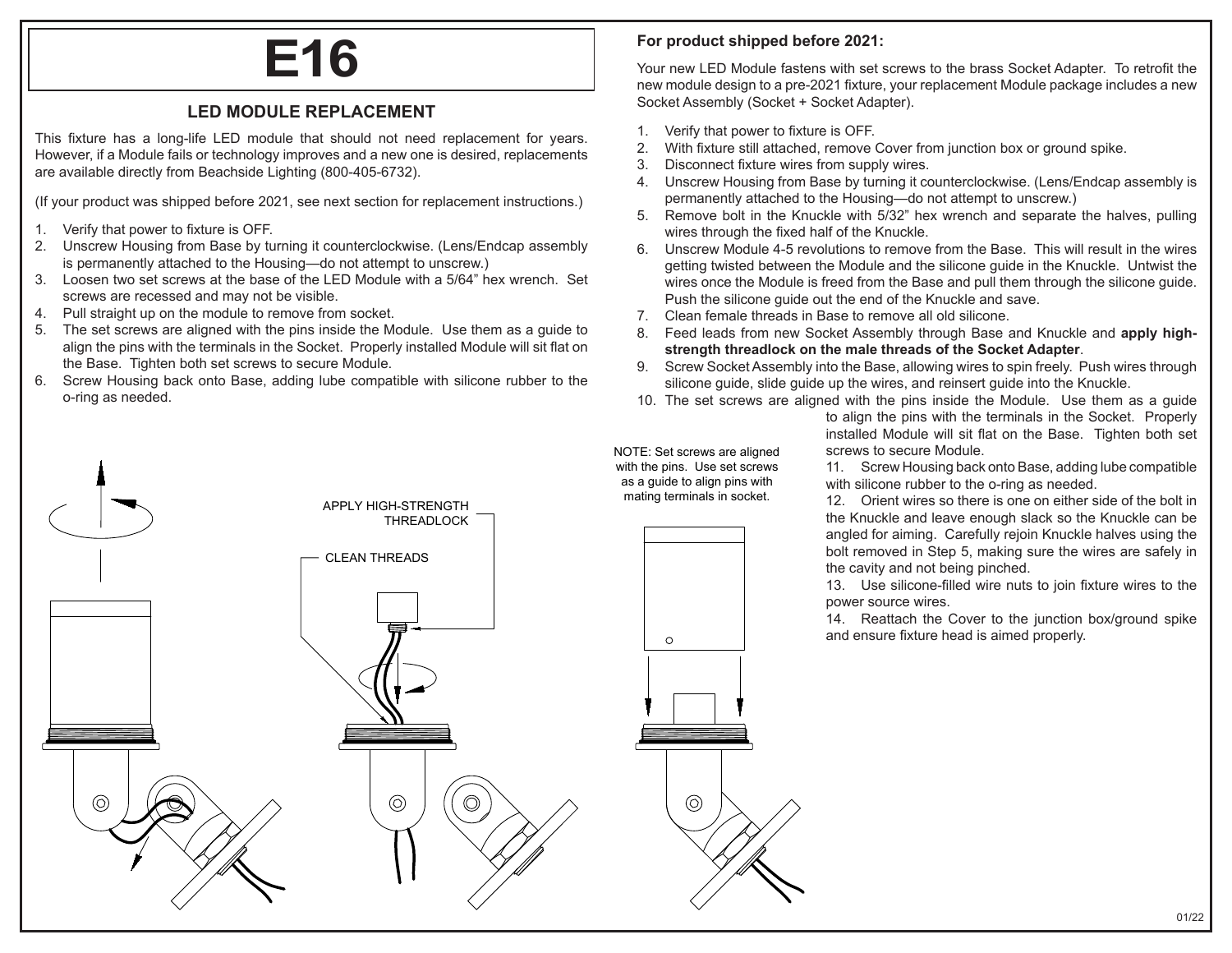# E16

## LED MODULE REPLACEMENT

This fixture has a long-life LED module that should not need replacement for years. However, if a Module fails or technology improves and a new one is desired, replacements are available directly from Beachside Lighting (800-405-6732).

(If your product was shipped before 2021, see next section for replacement instructions.)

1. Verify that power to fixture is OFF.
2. Unscrew Housing from Base by turning it counterclockwise. (Lens/Endcap assembly is permanently attached to the Housing—do not attempt to unscrew.)
3. Loosen two set screws at the base of the LED Module with a 5/64" hex wrench. Set screws are recessed and may not be visible.
4. Pull straight up on the module to remove from socket.
5. The set screws are aligned with the pins inside the Module. Use them as a guide to align the pins with the terminals in the Socket. Properly installed Module will sit flat on the Base. Tighten both set screws to secure Module.
6. Screw Housing back onto Base, adding lube compatible with silicone rubber to the o-ring as needed.

APPLY HIGH-STRENGTH THREADLOCK

CLEAN THREADS

### For product shipped before 2021:

Your new LED Module fastens with set screws to the brass Socket Adapter. To retrofit the new module design to a pre-2021 fixture, your replacement Module package includes a new Socket Assembly (Socket + Socket Adapter).

1. Verify that power to fixture is OFF.
2. With fixture still attached, remove Cover from junction box or ground spike.
3. Disconnect fixture wires from supply wires.
4. Unscrew Housing from Base by turning it counterclockwise. (Lens/Endcap assembly is permanently attached to the Housing—do not attempt to unscrew.)
5. Remove bolt in the Knuckle with 5/32" hex wrench and separate the halves, pulling wires through the fixed half of the Knuckle.
6. Unscrew Module 4-5 revolutions to remove from the Base. This will result in the wires getting twisted between the Module and the silicone guide in the Knuckle. Untwist the wires once the Module is freed from the Base and pull them through the silicone guide. Push the silicone guide out the end of the Knuckle and save.
7. Clean female threads in Base to remove all old silicone.
8. Feed leads from new Socket Assembly through Base and Knuckle and **apply high-strength threadlock on the male threads of the Socket Adapter**.
9. Screw Socket Assembly into the Base, allowing wires to spin freely. Push wires through silicone guide, slide guide up the wires, and reinsert guide into the Knuckle.
10. The set screws are aligned with the pins inside the Module. Use them as a guide to align the pins with the terminals in the Socket. Properly installed Module will sit flat on the Base. Tighten both set screws to secure Module.
11. Screw Housing back onto Base, adding lube compatible with silicone rubber to the o-ring as needed.
12. Orient wires so there is one on either side of the bolt in the Knuckle and leave enough slack so the Knuckle can be angled for aiming. Carefully rejoin Knuckle halves using the bolt removed in Step 5, making sure the wires are safely in the cavity and not being pinched.
13. Use silicone-filled wire nuts to join fixture wires to the power source wires.
14. Reattach the Cover to the junction box/ground spike and ensure fixture head is aimed properly.

NOTE: Set screws are aligned with the pins. Use set screws as a guide to align pins with mating terminals in socket.

01/22